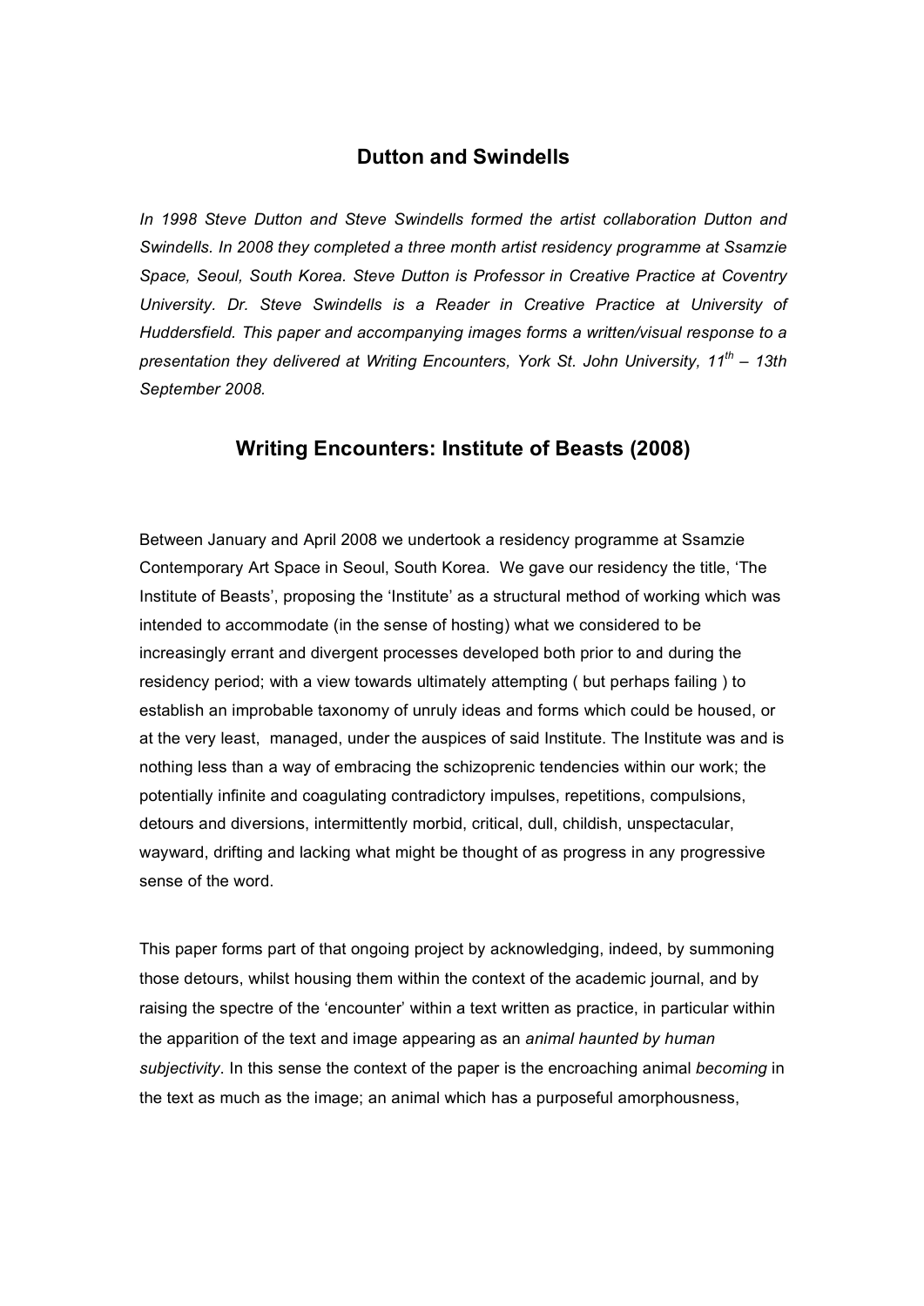## Dutton and Swindells

*In 1998 Steve Dutton and Steve Swindells formed the artist collaboration Dutton and Swindells. In 2008 they completed a three month artist residency programme at Ssamzie Space, Seoul, South Korea. Steve Dutton is Professor in Creative Practice at Coventry University. Dr. Steve Swindells is a Reader in Creative Practice at University of Huddersfield. This paper and accompanying images forms a written/visual response to a presentation they delivered at Writing Encounters, York St. John University, 11th – 13th September 2008.*

## Writing Encounters: Institute of Beasts (2008)

Between January and April 2008 we undertook a residency programme at Ssamzie Contemporary Art Space in Seoul, South Korea. We gave our residency the title, 'The Institute of Beasts', proposing the 'Institute' as a structural method of working which was intended to accommodate (in the sense of hosting) what we considered to be increasingly errant and divergent processes developed both prior to and during the residency period; with a view towards ultimately attempting ( but perhaps failing ) to establish an improbable taxonomy of unruly ideas and forms which could be housed, or at the very least, managed, under the auspices of said Institute. The Institute was and is nothing less than a way of embracing the schizoprenic tendencies within our work; the potentially infinite and coagulating contradictory impulses, repetitions, compulsions, detours and diversions, intermittently morbid, critical, dull, childish, unspectacular, wayward, drifting and lacking what might be thought of as progress in any progressive sense of the word.

This paper forms part of that ongoing project by acknowledging, indeed, by summoning those detours, whilst housing them within the context of the academic journal, and by raising the spectre of the 'encounter' within a text written as practice, in particular within the apparition of the text and image appearing as an *animal haunted by human subjectivity*. In this sense the context of the paper is the encroaching animal *becoming* in the text as much as the image; an animal which has a purposeful amorphousness,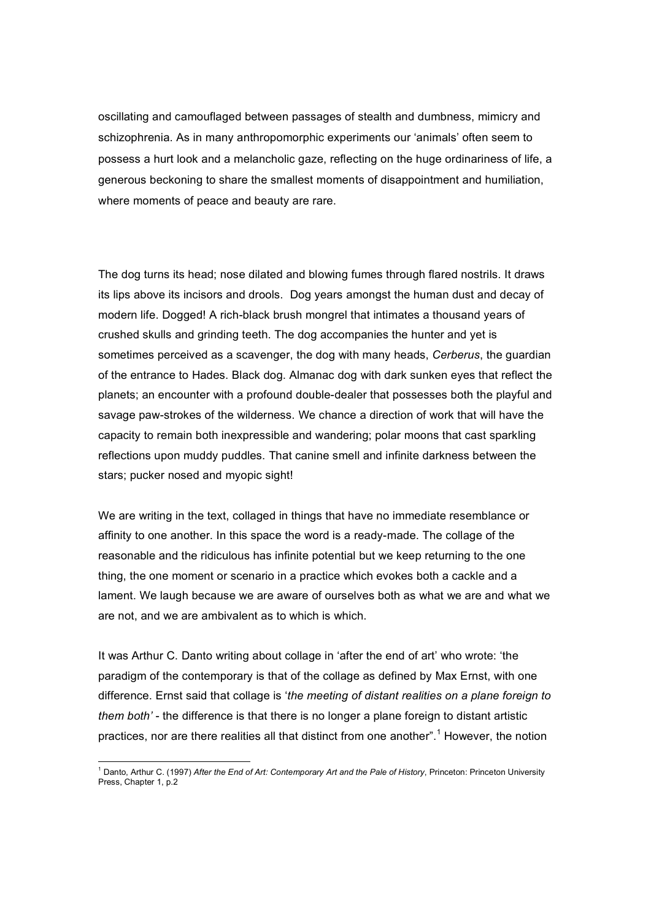oscillating and camouflaged between passages of stealth and dumbness, mimicry and schizophrenia. As in many anthropomorphic experiments our 'animals' often seem to possess a hurt look and a melancholic gaze, reflecting on the huge ordinariness of life, a generous beckoning to share the smallest moments of disappointment and humiliation, where moments of peace and beauty are rare.

The dog turns its head; nose dilated and blowing fumes through flared nostrils. It draws its lips above its incisors and drools. Dog years amongst the human dust and decay of modern life. Dogged! A rich-black brush mongrel that intimates a thousand years of crushed skulls and grinding teeth. The dog accompanies the hunter and yet is sometimes perceived as a scavenger, the dog with many heads, *Cerberus*, the guardian of the entrance to Hades. Black dog. Almanac dog with dark sunken eyes that reflect the planets; an encounter with a profound double-dealer that possesses both the playful and savage paw-strokes of the wilderness. We chance a direction of work that will have the capacity to remain both inexpressible and wandering; polar moons that cast sparkling reflections upon muddy puddles. That canine smell and infinite darkness between the stars; pucker nosed and myopic sight!

We are writing in the text, collaged in things that have no immediate resemblance or affinity to one another. In this space the word is a ready-made. The collage of the reasonable and the ridiculous has infinite potential but we keep returning to the one thing, the one moment or scenario in a practice which evokes both a cackle and a lament. We laugh because we are aware of ourselves both as what we are and what we are not, and we are ambivalent as to which is which.

It was Arthur C. Danto writing about collage in 'after the end of art' who wrote: 'the paradigm of the contemporary is that of the collage as defined by Max Ernst, with one difference. Ernst said that collage is '*the meeting of distant realities on a plane foreign to them both'* - the difference is that there is no longer a plane foreign to distant artistic practices, nor are there realities all that distinct from one another".[1] However, the notion

[1] Danto, Arthur C. (1997) *After the End of Art: Contemporary Art and the Pale of History*, Princeton: Princeton University Press, Chapter 1, p.2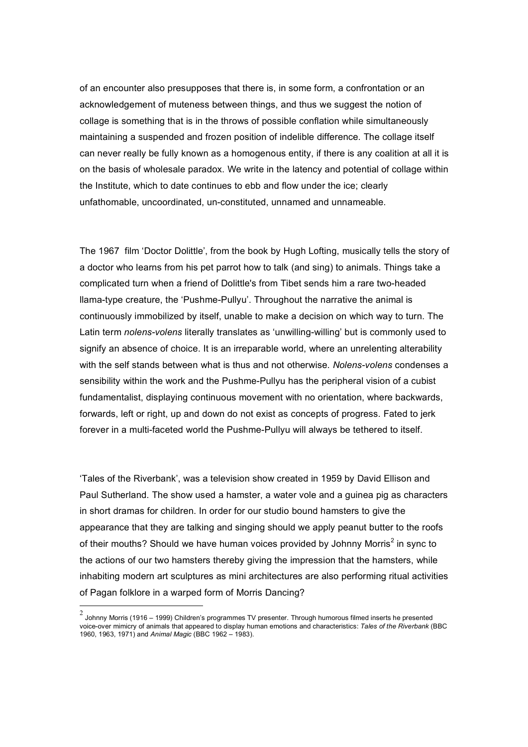of an encounter also presupposes that there is, in some form, a confrontation or an acknowledgement of muteness between things, and thus we suggest the notion of collage is something that is in the throws of possible conflation while simultaneously maintaining a suspended and frozen position of indelible difference. The collage itself can never really be fully known as a homogenous entity, if there is any coalition at all it is on the basis of wholesale paradox. We write in the latency and potential of collage within the Institute, which to date continues to ebb and flow under the ice; clearly unfathomable, uncoordinated, un-constituted, unnamed and unnameable.

The 1967 film 'Doctor Dolittle', from the book by Hugh Lofting, musically tells the story of a doctor who learns from his pet parrot how to talk (and sing) to animals. Things take a complicated turn when a friend of Dolittle's from Tibet sends him a rare two-headed llama-type creature, the 'Pushme-Pullyu'. Throughout the narrative the animal is continuously immobilized by itself, unable to make a decision on which way to turn. The Latin term *nolens-volens* literally translates as 'unwilling-willing' but is commonly used to signify an absence of choice. It is an irreparable world, where an unrelenting alterability with the self stands between what is thus and not otherwise. *Nolens-volens* condenses a sensibility within the work and the Pushme-Pullyu has the peripheral vision of a cubist fundamentalist, displaying continuous movement with no orientation, where backwards, forwards, left or right, up and down do not exist as concepts of progress. Fated to jerk forever in a multi-faceted world the Pushme-Pullyu will always be tethered to itself.

'Tales of the Riverbank', was a television show created in 1959 by David Ellison and Paul Sutherland. The show used a hamster, a water vole and a guinea pig as characters in short dramas for children. In order for our studio bound hamsters to give the appearance that they are talking and singing should we apply peanut butter to the roofs of their mouths? Should we have human voices provided by Johnny Morris[2] in sync to the actions of our two hamsters thereby giving the impression that the hamsters, while inhabiting modern art sculptures as mini architectures are also performing ritual activities of Pagan folklore in a warped form of Morris Dancing?

---

[2] Johnny Morris (1916 – 1999) Children's programmes TV presenter. Through humorous filmed inserts he presented voice-over mimicry of animals that appeared to display human emotions and characteristics: *Tales of the Riverbank* (BBC 1960, 1963, 1971) and *Animal Magic* (BBC 1962 – 1983).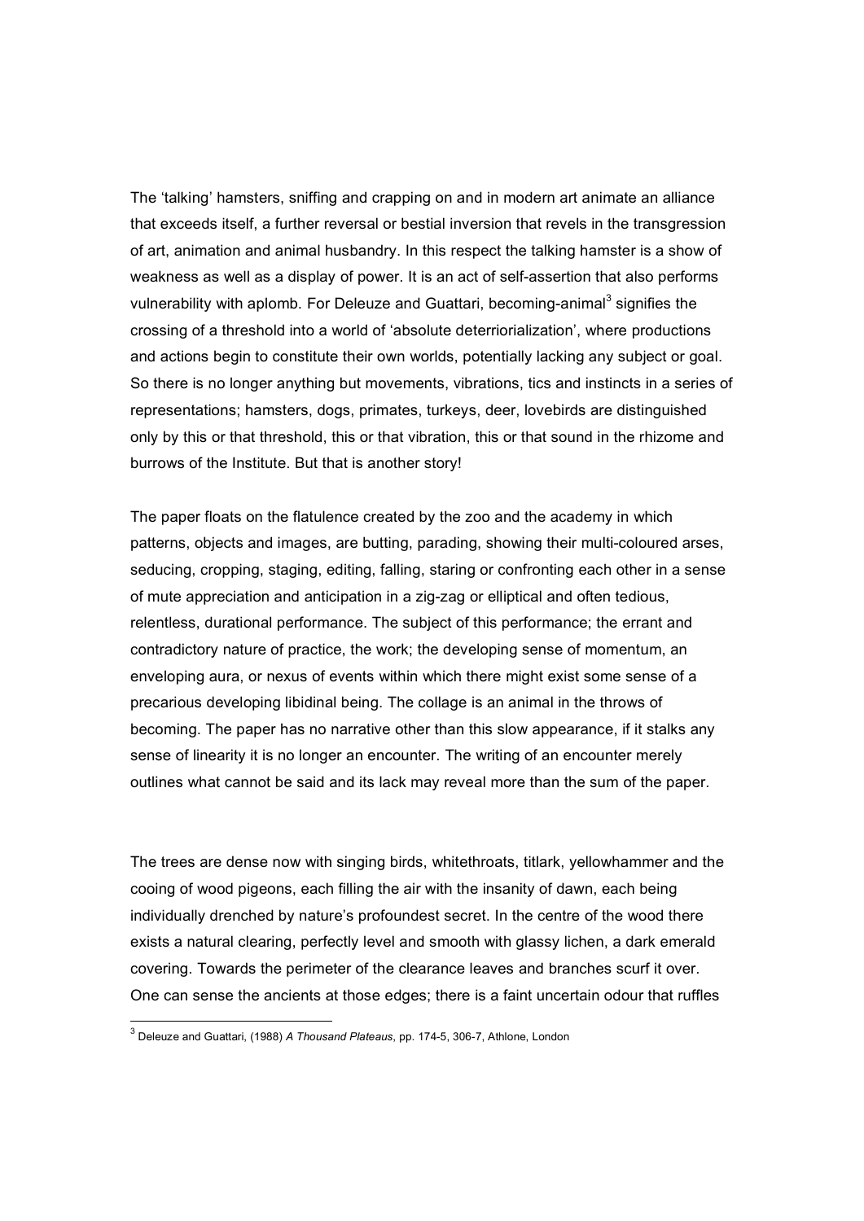The 'talking' hamsters, sniffing and crapping on and in modern art animate an alliance that exceeds itself, a further reversal or bestial inversion that revels in the transgression of art, animation and animal husbandry. In this respect the talking hamster is a show of weakness as well as a display of power. It is an act of self-assertion that also performs vulnerability with aplomb. For Deleuze and Guattari, becoming-animal[3] signifies the crossing of a threshold into a world of 'absolute deterriorialization', where productions and actions begin to constitute their own worlds, potentially lacking any subject or goal. So there is no longer anything but movements, vibrations, tics and instincts in a series of representations; hamsters, dogs, primates, turkeys, deer, lovebirds are distinguished only by this or that threshold, this or that vibration, this or that sound in the rhizome and burrows of the Institute. But that is another story!

The paper floats on the flatulence created by the zoo and the academy in which patterns, objects and images, are butting, parading, showing their multi-coloured arses, seducing, cropping, staging, editing, falling, staring or confronting each other in a sense of mute appreciation and anticipation in a zig-zag or elliptical and often tedious, relentless, durational performance. The subject of this performance; the errant and contradictory nature of practice, the work; the developing sense of momentum, an enveloping aura, or nexus of events within which there might exist some sense of a precarious developing libidinal being. The collage is an animal in the throws of becoming. The paper has no narrative other than this slow appearance, if it stalks any sense of linearity it is no longer an encounter. The writing of an encounter merely outlines what cannot be said and its lack may reveal more than the sum of the paper.

The trees are dense now with singing birds, whitethroats, titlark, yellowhammer and the cooing of wood pigeons, each filling the air with the insanity of dawn, each being individually drenched by nature's profoundest secret. In the centre of the wood there exists a natural clearing, perfectly level and smooth with glassy lichen, a dark emerald covering. Towards the perimeter of the clearance leaves and branches scurf it over. One can sense the ancients at those edges; there is a faint uncertain odour that ruffles

[3] Deleuze and Guattari, (1988) *A Thousand Plateaus*, pp. 174-5, 306-7, Athlone, London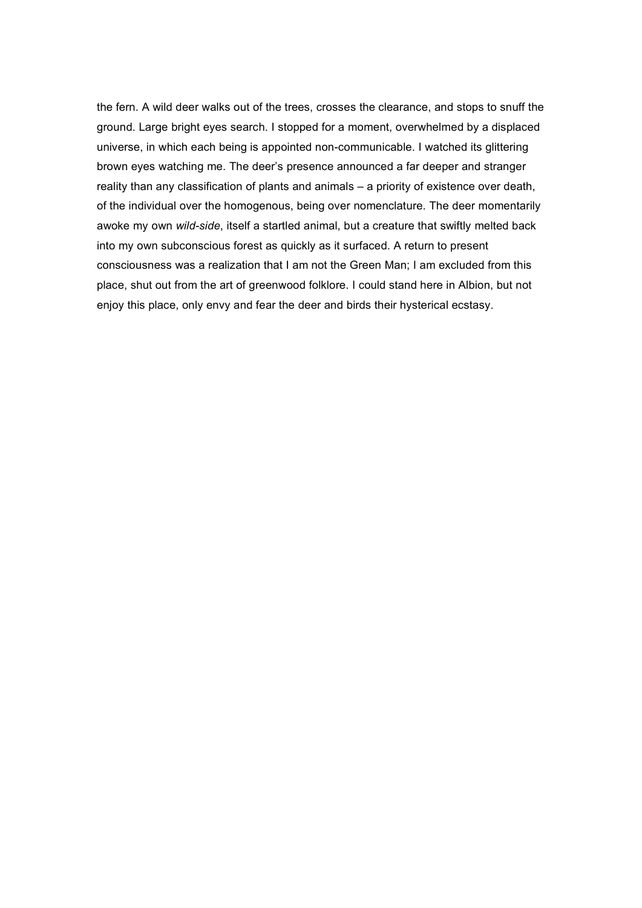the fern. A wild deer walks out of the trees, crosses the clearance, and stops to snuff the ground. Large bright eyes search. I stopped for a moment, overwhelmed by a displaced universe, in which each being is appointed non-communicable. I watched its glittering brown eyes watching me. The deer's presence announced a far deeper and stranger reality than any classification of plants and animals – a priority of existence over death, of the individual over the homogenous, being over nomenclature. The deer momentarily awoke my own *wild-side*, itself a startled animal, but a creature that swiftly melted back into my own subconscious forest as quickly as it surfaced. A return to present consciousness was a realization that I am not the Green Man; I am excluded from this place, shut out from the art of greenwood folklore. I could stand here in Albion, but not enjoy this place, only envy and fear the deer and birds their hysterical ecstasy.